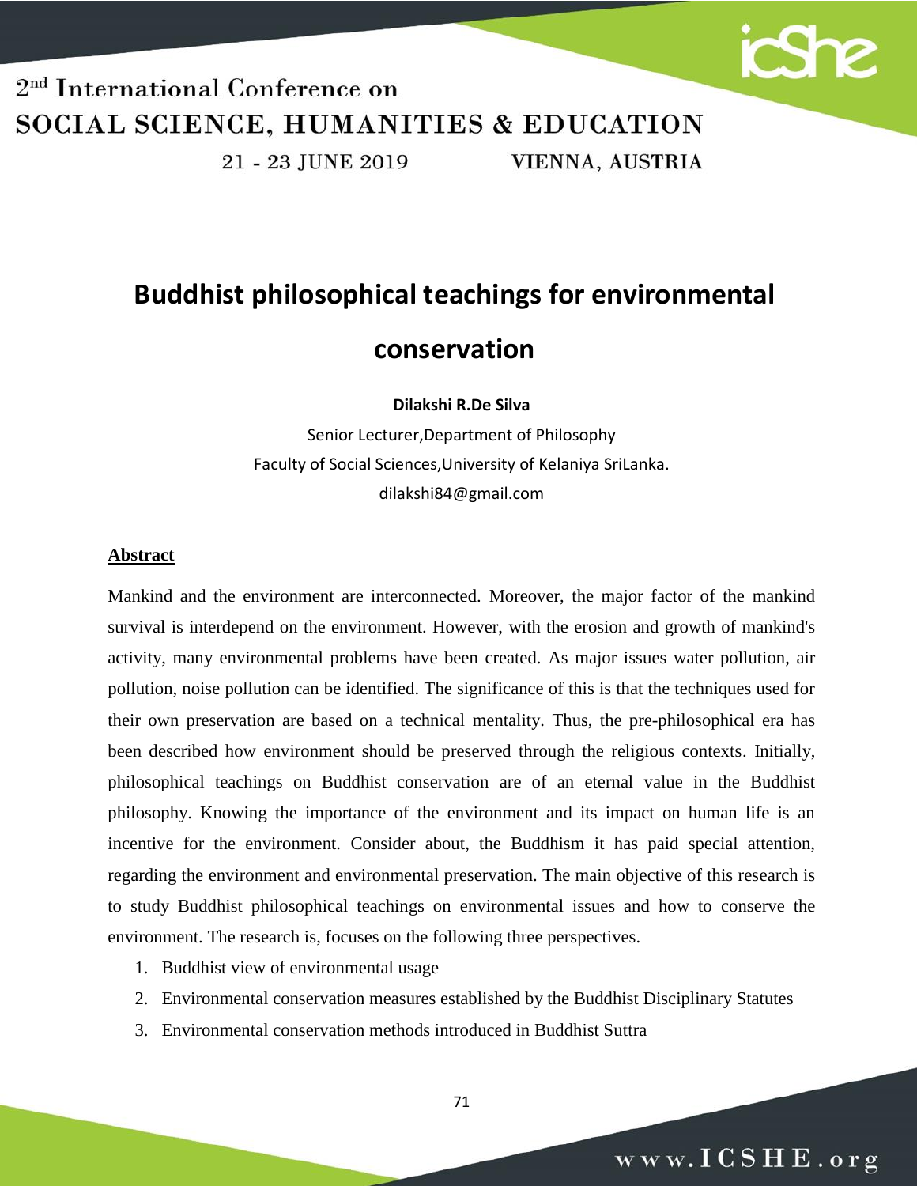# Buddhist philosophical teachings for environmental conservation

**Dilakshi R.De Silva**

Senior Lecturer,Department of Philosophy
Faculty of Social Sciences,University of Kelaniya SriLanka.
dilakshi84@gmail.com

## Abstract

Mankind and the environment are interconnected. Moreover, the major factor of the mankind survival is interdepend on the environment. However, with the erosion and growth of mankind's activity, many environmental problems have been created. As major issues water pollution, air pollution, noise pollution can be identified. The significance of this is that the techniques used for their own preservation are based on a technical mentality. Thus, the pre-philosophical era has been described how environment should be preserved through the religious contexts. Initially, philosophical teachings on Buddhist conservation are of an eternal value in the Buddhist philosophy. Knowing the importance of the environment and its impact on human life is an incentive for the environment. Consider about, the Buddhism it has paid special attention, regarding the environment and environmental preservation. The main objective of this research is to study Buddhist philosophical teachings on environmental issues and how to conserve the environment. The research is, focuses on the following three perspectives.

1. Buddhist view of environmental usage
2. Environmental conservation measures established by the Buddhist Disciplinary Statutes
3. Environmental conservation methods introduced in Buddhist Suttra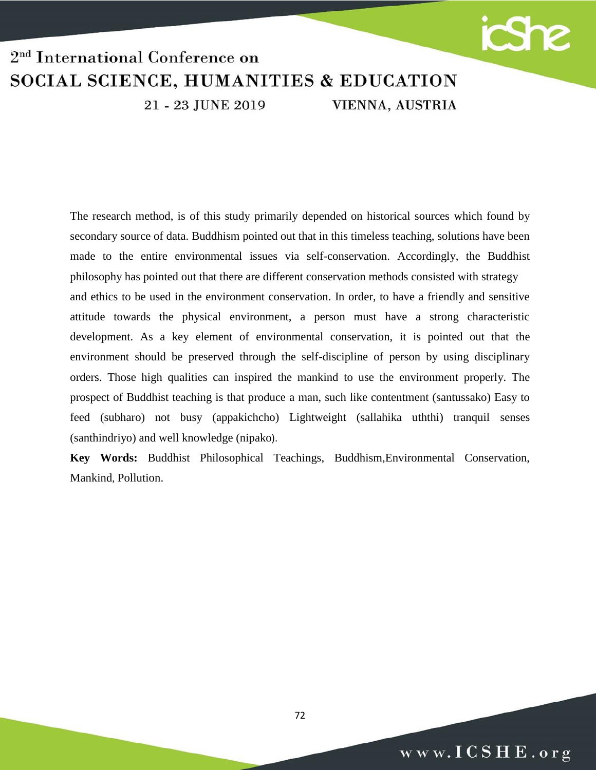The research method, is of this study primarily depended on historical sources which found by secondary source of data. Buddhism pointed out that in this timeless teaching, solutions have been made to the entire environmental issues via self-conservation. Accordingly, the Buddhist philosophy has pointed out that there are different conservation methods consisted with strategy and ethics to be used in the environment conservation. In order, to have a friendly and sensitive attitude towards the physical environment, a person must have a strong characteristic development. As a key element of environmental conservation, it is pointed out that the environment should be preserved through the self-discipline of person by using disciplinary orders. Those high qualities can inspired the mankind to use the environment properly. The prospect of Buddhist teaching is that produce a man, such like contentment (santussako) Easy to feed (subharo) not busy (appakichcho) Lightweight (sallahika uththi) tranquil senses (santhindriyo) and well knowledge (nipako).

**Key Words:** Buddhist Philosophical Teachings, Buddhism,Environmental Conservation, Mankind, Pollution.